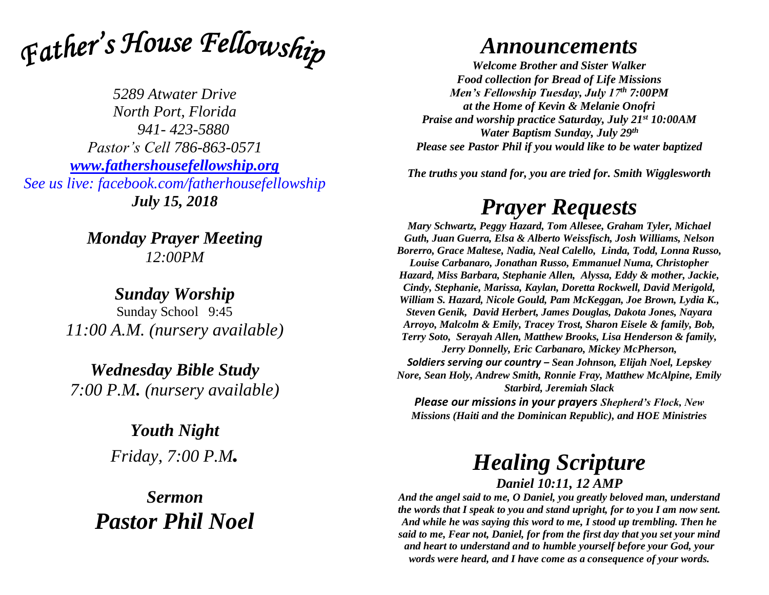# *Father's House Fellowship*

*5289 Atwater Drive*
*North Port, Florida*
*941- 423-5880*
*Pastor's Cell 786-863-0571*
*[www.fathershousefellowship.org](http://www.fathershousefellowship.org)*
*See us live: facebook.com/fatherhousefellowship*
***July 15, 2018***

## *Monday Prayer Meeting*

*12:00PM*

## *Sunday Worship*

Sunday School 9:45
*11:00 A.M. (nursery available)*

## *Wednesday Bible Study*

*7:00 P.M. (nursery available)*

## *Youth Night*

*Friday, 7:00 P.M.*

## *Sermon*

# *Pastor Phil Noel*

# *Announcements*

***Welcome Brother and Sister Walker***
***Food collection for Bread of Life Missions***
***Men's Fellowship Tuesday, July 17th 7:00PM***
***at the Home of Kevin & Melanie Onofri***
***Praise and worship practice Saturday, July 21st 10:00AM***
***Water Baptism Sunday, July 29th***
***Please see Pastor Phil if you would like to be water baptized***

***The truths you stand for, you are tried for. Smith Wigglesworth***

# *Prayer Requests*

***Mary Schwartz, Peggy Hazard, Tom Allesee, Graham Tyler, Michael Guth, Juan Guerra, Elsa & Alberto Weissfisch, Josh Williams, Nelson Borerro, Grace Maltese, Nadia, Neal Calello, Linda, Todd, Lonna Russo, Louise Carbanaro, Jonathan Russo, Emmanuel Numa, Christopher Hazard, Miss Barbara, Stephanie Allen, Alyssa, Eddy & mother, Jackie, Cindy, Stephanie, Marissa, Kaylan, Doretta Rockwell, David Merigold, William S. Hazard, Nicole Gould, Pam McKeggan, Joe Brown, Lydia K., Steven Genik, David Herbert, James Douglas, Dakota Jones, Nayara Arroyo, Malcolm & Emily, Tracey Trost, Sharon Eisele & family, Bob, Terry Soto, Serayah Allen, Matthew Brooks, Lisa Henderson & family, Jerry Donnelly, Eric Carbanaro, Mickey McPherson,***
***Soldiers serving our country – Sean Johnson, Elijah Noel, Lepskey Nore, Sean Holy, Andrew Smith, Ronnie Fray, Matthew McAlpine, Emily Starbird, Jeremiah Slack***
***Please our missions in your prayers Shepherd's Flock, New Missions (Haiti and the Dominican Republic), and HOE Ministries***

# *Healing Scripture*

***Daniel 10:11, 12 AMP***

***And the angel said to me, O Daniel, you greatly beloved man, understand the words that I speak to you and stand upright, for to you I am now sent. And while he was saying this word to me, I stood up trembling. Then he said to me, Fear not, Daniel, for from the first day that you set your mind and heart to understand and to humble yourself before your God, your words were heard, and I have come as a consequence of your words.***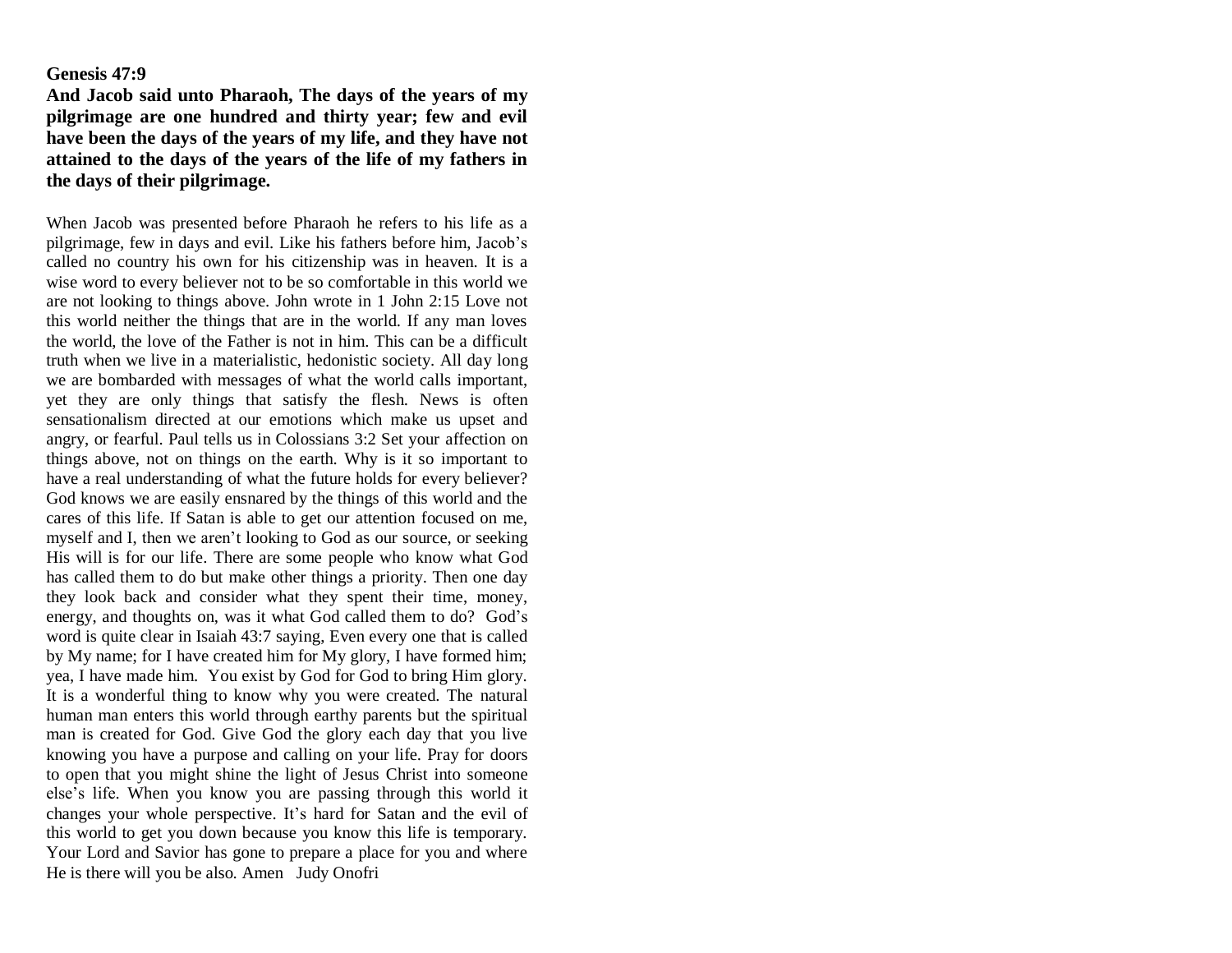**Genesis 47:9**

**And Jacob said unto Pharaoh, The days of the years of my pilgrimage are one hundred and thirty year; few and evil have been the days of the years of my life, and they have not attained to the days of the years of the life of my fathers in the days of their pilgrimage.**

When Jacob was presented before Pharaoh he refers to his life as a pilgrimage, few in days and evil. Like his fathers before him, Jacob's called no country his own for his citizenship was in heaven. It is a wise word to every believer not to be so comfortable in this world we are not looking to things above. John wrote in 1 John 2:15 Love not this world neither the things that are in the world. If any man loves the world, the love of the Father is not in him. This can be a difficult truth when we live in a materialistic, hedonistic society. All day long we are bombarded with messages of what the world calls important, yet they are only things that satisfy the flesh. News is often sensationalism directed at our emotions which make us upset and angry, or fearful. Paul tells us in Colossians 3:2 Set your affection on things above, not on things on the earth. Why is it so important to have a real understanding of what the future holds for every believer? God knows we are easily ensnared by the things of this world and the cares of this life. If Satan is able to get our attention focused on me, myself and I, then we aren't looking to God as our source, or seeking His will is for our life. There are some people who know what God has called them to do but make other things a priority. Then one day they look back and consider what they spent their time, money, energy, and thoughts on, was it what God called them to do? God's word is quite clear in Isaiah 43:7 saying, Even every one that is called by My name; for I have created him for My glory, I have formed him; yea, I have made him. You exist by God for God to bring Him glory. It is a wonderful thing to know why you were created. The natural human man enters this world through earthy parents but the spiritual man is created for God. Give God the glory each day that you live knowing you have a purpose and calling on your life. Pray for doors to open that you might shine the light of Jesus Christ into someone else's life. When you know you are passing through this world it changes your whole perspective. It's hard for Satan and the evil of this world to get you down because you know this life is temporary. Your Lord and Savior has gone to prepare a place for you and where He is there will you be also. Amen Judy Onofri